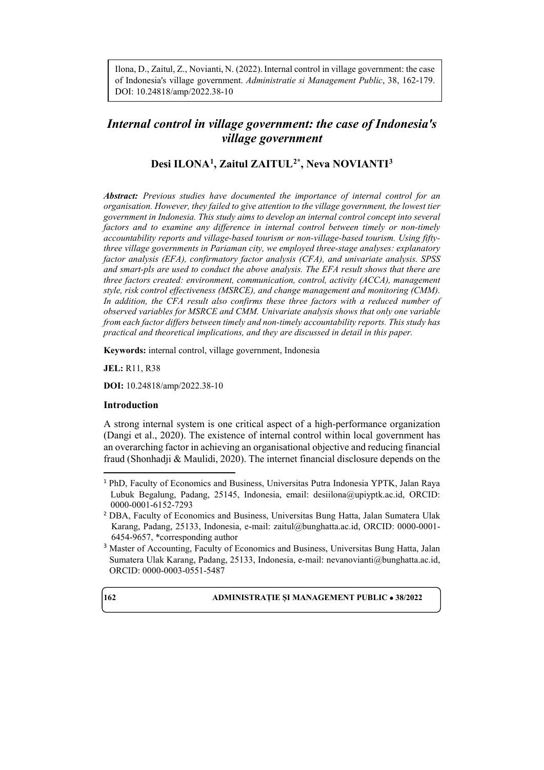Ilona, D., Zaitul, Z., Novianti, N. (2022). Internal control in village government: the case of Indonesia's village government. *Administratie si Management Public*, 38, 162-179. DOI: 10.24818/amp/2022.38-10

# *Internal control in village government: the case of Indonesia's village government*

**Desi ILONA[1], Zaitul ZAITUL[2]\*, Neva NOVIANTI[3]**

***Abstract:*** *Previous studies have documented the importance of internal control for an organisation. However, they failed to give attention to the village government, the lowest tier government in Indonesia. This study aims to develop an internal control concept into several factors and to examine any difference in internal control between timely or non-timely accountability reports and village-based tourism or non-village-based tourism. Using fifty-three village governments in Pariaman city, we employed three-stage analyses: explanatory factor analysis (EFA), confirmatory factor analysis (CFA), and univariate analysis. SPSS and smart-pls are used to conduct the above analysis. The EFA result shows that there are three factors created: environment, communication, control, activity (ACCA), management style, risk control effectiveness (MSRCE), and change management and monitoring (CMM). In addition, the CFA result also confirms these three factors with a reduced number of observed variables for MSRCE and CMM. Univariate analysis shows that only one variable from each factor differs between timely and non-timely accountability reports. This study has practical and theoretical implications, and they are discussed in detail in this paper.*

**Keywords:** internal control, village government, Indonesia

**JEL:** R11, R38

**DOI:** 10.24818/amp/2022.38-10

## Introduction

A strong internal system is one critical aspect of a high-performance organization (Dangi et al., 2020). The existence of internal control within local government has an overarching factor in achieving an organisational objective and reducing financial fraud (Shonhadji & Maulidi, 2020). The internet financial disclosure depends on the

---

[1] PhD, Faculty of Economics and Business, Universitas Putra Indonesia YPTK, Jalan Raya Lubuk Begalung, Padang, 25145, Indonesia, email: desiilona@upiyptk.ac.id, ORCID: 0000-0001-6152-7293

[2] DBA, Faculty of Economics and Business, Universitas Bung Hatta, Jalan Sumatera Ulak Karang, Padang, 25133, Indonesia, e-mail: zaitul@bunghatta.ac.id, ORCID: 0000-0001-6454-9657, \*corresponding author

[3] Master of Accounting, Faculty of Economics and Business, Universitas Bung Hatta, Jalan Sumatera Ulak Karang, Padang, 25133, Indonesia, e-mail: nevanovianti@bunghatta.ac.id, ORCID: 0000-0003-0551-5487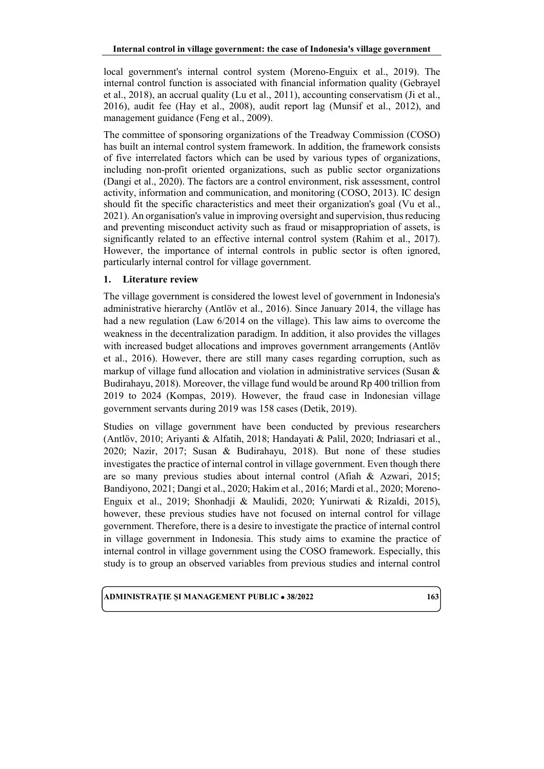local government's internal control system (Moreno-Enguix et al., 2019). The internal control function is associated with financial information quality (Gebrayel et al., 2018), an accrual quality (Lu et al., 2011), accounting conservatism (Ji et al., 2016), audit fee (Hay et al., 2008), audit report lag (Munsif et al., 2012), and management guidance (Feng et al., 2009).

The committee of sponsoring organizations of the Treadway Commission (COSO) has built an internal control system framework. In addition, the framework consists of five interrelated factors which can be used by various types of organizations, including non-profit oriented organizations, such as public sector organizations (Dangi et al., 2020). The factors are a control environment, risk assessment, control activity, information and communication, and monitoring (COSO, 2013). IC design should fit the specific characteristics and meet their organization's goal (Vu et al., 2021). An organisation's value in improving oversight and supervision, thus reducing and preventing misconduct activity such as fraud or misappropriation of assets, is significantly related to an effective internal control system (Rahim et al., 2017). However, the importance of internal controls in public sector is often ignored, particularly internal control for village government.

## 1. Literature review

The village government is considered the lowest level of government in Indonesia's administrative hierarchy (Antlöv et al., 2016). Since January 2014, the village has had a new regulation (Law 6/2014 on the village). This law aims to overcome the weakness in the decentralization paradigm. In addition, it also provides the villages with increased budget allocations and improves government arrangements (Antlöv et al., 2016). However, there are still many cases regarding corruption, such as markup of village fund allocation and violation in administrative services (Susan & Budirahayu, 2018). Moreover, the village fund would be around Rp 400 trillion from 2019 to 2024 (Kompas, 2019). However, the fraud case in Indonesian village government servants during 2019 was 158 cases (Detik, 2019).

Studies on village government have been conducted by previous researchers (Antlöv, 2010; Ariyanti & Alfatih, 2018; Handayati & Palil, 2020; Indriasari et al., 2020; Nazir, 2017; Susan & Budirahayu, 2018). But none of these studies investigates the practice of internal control in village government. Even though there are so many previous studies about internal control (Afiah & Azwari, 2015; Bandiyono, 2021; Dangi et al., 2020; Hakim et al., 2016; Mardi et al., 2020; Moreno-Enguix et al., 2019; Shonhadji & Maulidi, 2020; Yunirwati & Rizaldi, 2015), however, these previous studies have not focused on internal control for village government. Therefore, there is a desire to investigate the practice of internal control in village government in Indonesia. This study aims to examine the practice of internal control in village government using the COSO framework. Especially, this study is to group an observed variables from previous studies and internal control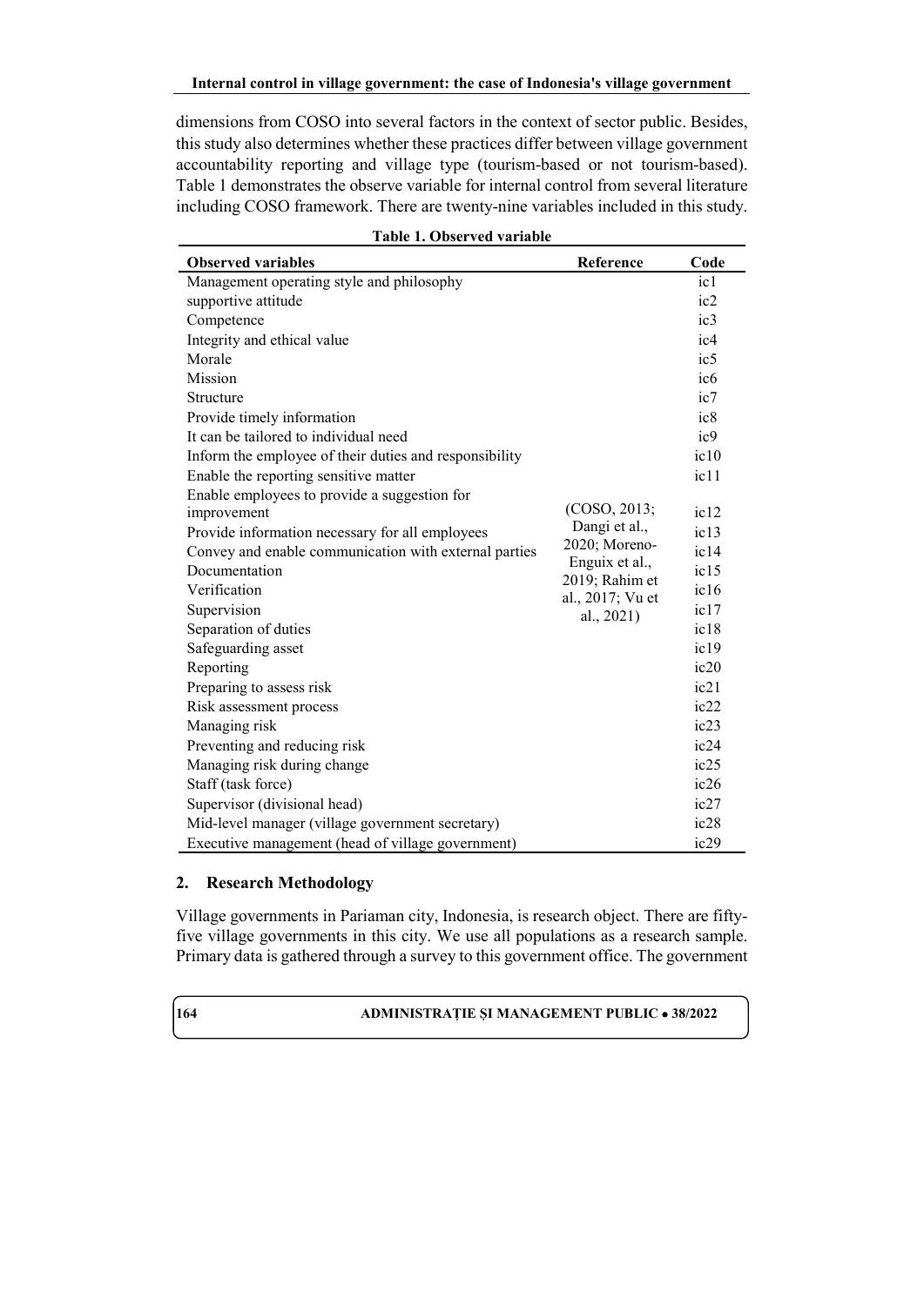dimensions from COSO into several factors in the context of sector public. Besides, this study also determines whether these practices differ between village government accountability reporting and village type (tourism-based or not tourism-based). Table 1 demonstrates the observe variable for internal control from several literature including COSO framework. There are twenty-nine variables included in this study.

**Table 1. Observed variable**

| Observed variables | Reference | Code |
|---|---|---|
| Management operating style and philosophy | (COSO, 2013; Dangi et al., 2020; Moreno-Enguix et al., 2019; Rahim et al., 2017; Vu et al., 2021) | ic1 |
| supportive attitude | | ic2 |
| Competence | | ic3 |
| Integrity and ethical value | | ic4 |
| Morale | | ic5 |
| Mission | | ic6 |
| Structure | | ic7 |
| Provide timely information | | ic8 |
| It can be tailored to individual need | | ic9 |
| Inform the employee of their duties and responsibility | | ic10 |
| Enable the reporting sensitive matter | | ic11 |
| Enable employees to provide a suggestion for improvement | | ic12 |
| Provide information necessary for all employees | | ic13 |
| Convey and enable communication with external parties | | ic14 |
| Documentation | | ic15 |
| Verification | | ic16 |
| Supervision | | ic17 |
| Separation of duties | | ic18 |
| Safeguarding asset | | ic19 |
| Reporting | | ic20 |
| Preparing to assess risk | | ic21 |
| Risk assessment process | | ic22 |
| Managing risk | | ic23 |
| Preventing and reducing risk | | ic24 |
| Managing risk during change | | ic25 |
| Staff (task force) | | ic26 |
| Supervisor (divisional head) | | ic27 |
| Mid-level manager (village government secretary) | | ic28 |
| Executive management (head of village government) | | ic29 |

## 2. Research Methodology

Village governments in Pariaman city, Indonesia, is research object. There are fifty-five village governments in this city. We use all populations as a research sample. Primary data is gathered through a survey to this government office. The government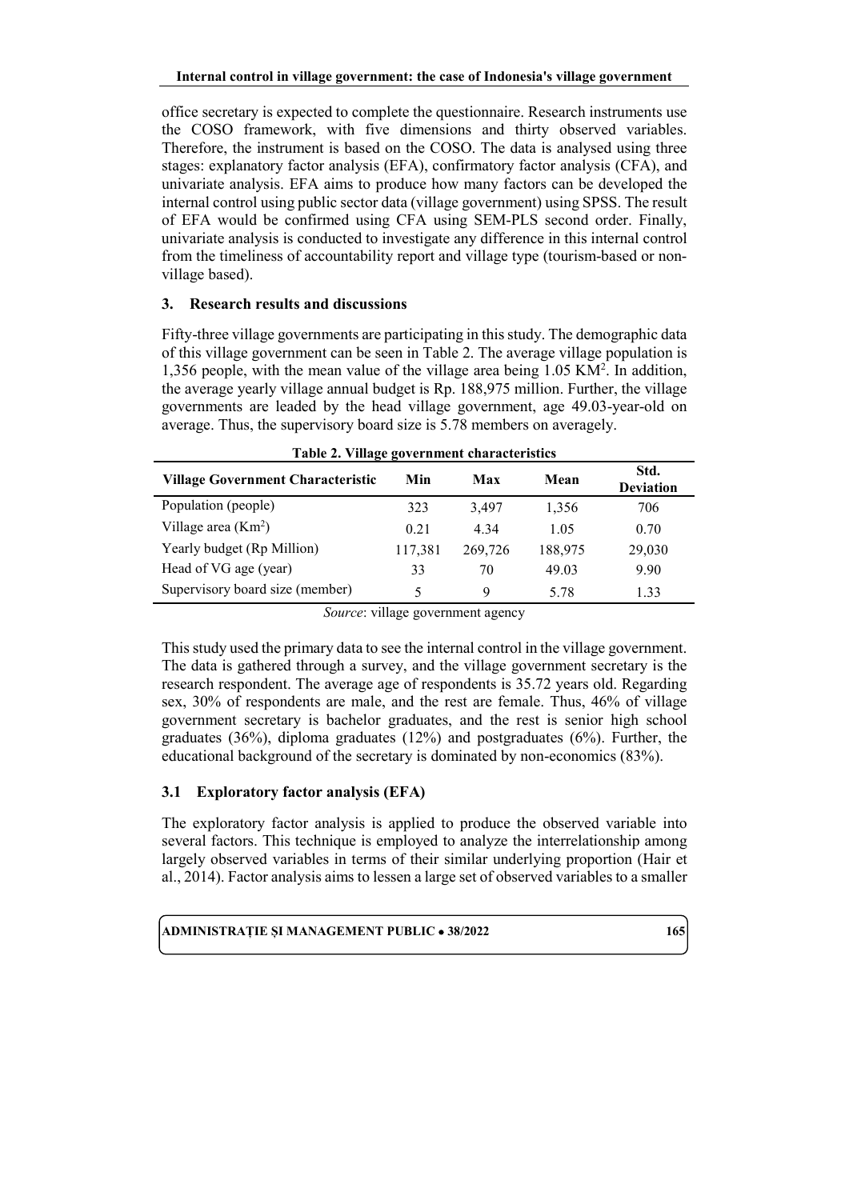office secretary is expected to complete the questionnaire. Research instruments use the COSO framework, with five dimensions and thirty observed variables. Therefore, the instrument is based on the COSO. The data is analysed using three stages: explanatory factor analysis (EFA), confirmatory factor analysis (CFA), and univariate analysis. EFA aims to produce how many factors can be developed the internal control using public sector data (village government) using SPSS. The result of EFA would be confirmed using CFA using SEM-PLS second order. Finally, univariate analysis is conducted to investigate any difference in this internal control from the timeliness of accountability report and village type (tourism-based or non-village based).

## 3. Research results and discussions

Fifty-three village governments are participating in this study. The demographic data of this village government can be seen in Table 2. The average village population is 1,356 people, with the mean value of the village area being 1.05 $KM^2$. In addition, the average yearly village annual budget is Rp. 188,975 million. Further, the village governments are leaded by the head village government, age 49.03-year-old on average. Thus, the supervisory board size is 5.78 members on averagely.

**Table 2. Village government characteristics**

| Village Government Characteristic | Min | Max | Mean | Std. Deviation |
|---|---|---|---|---|
| Population (people) | 323 | 3,497 | 1,356 | 706 |
| Village area ($Km^2$) | 0.21 | 4.34 | 1.05 | 0.70 |
| Yearly budget (Rp Million) | 117,381 | 269,726 | 188,975 | 29,030 |
| Head of VG age (year) | 33 | 70 | 49.03 | 9.90 |
| Supervisory board size (member) | 5 | 9 | 5.78 | 1.33 |

*Source*: village government agency

This study used the primary data to see the internal control in the village government. The data is gathered through a survey, and the village government secretary is the research respondent. The average age of respondents is 35.72 years old. Regarding sex, 30% of respondents are male, and the rest are female. Thus, 46% of village government secretary is bachelor graduates, and the rest is senior high school graduates (36%), diploma graduates (12%) and postgraduates (6%). Further, the educational background of the secretary is dominated by non-economics (83%).

### 3.1 Exploratory factor analysis (EFA)

The exploratory factor analysis is applied to produce the observed variable into several factors. This technique is employed to analyze the interrelationship among largely observed variables in terms of their similar underlying proportion (Hair et al., 2014). Factor analysis aims to lessen a large set of observed variables to a smaller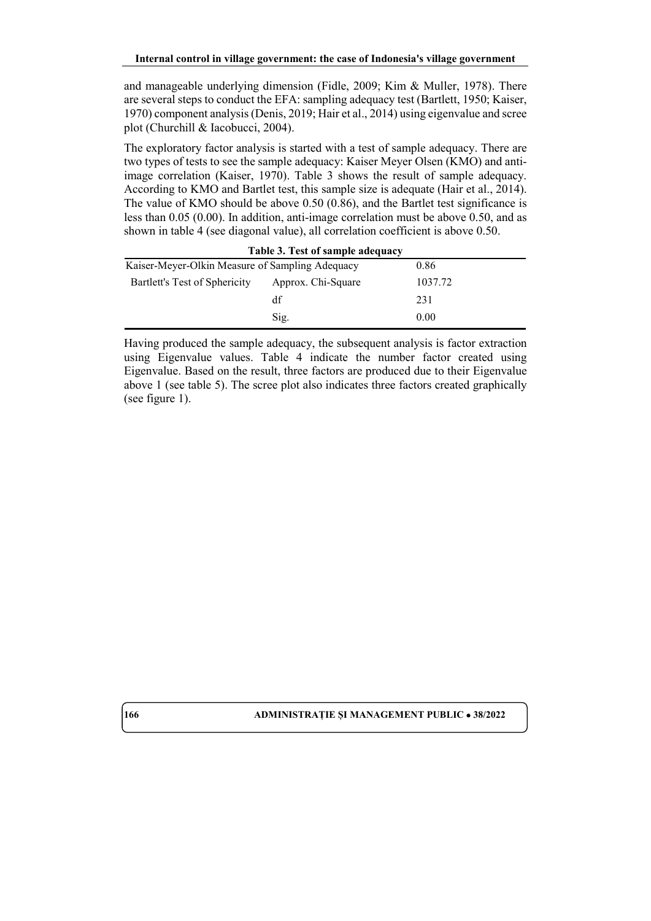and manageable underlying dimension (Fidle, 2009; Kim & Muller, 1978). There are several steps to conduct the EFA: sampling adequacy test (Bartlett, 1950; Kaiser, 1970) component analysis (Denis, 2019; Hair et al., 2014) using eigenvalue and scree plot (Churchill & Iacobucci, 2004).

The exploratory factor analysis is started with a test of sample adequacy. There are two types of tests to see the sample adequacy: Kaiser Meyer Olsen (KMO) and anti-image correlation (Kaiser, 1970). Table 3 shows the result of sample adequacy. According to KMO and Bartlet test, this sample size is adequate (Hair et al., 2014). The value of KMO should be above 0.50 (0.86), and the Bartlet test significance is less than 0.05 (0.00). In addition, anti-image correlation must be above 0.50, and as shown in table 4 (see diagonal value), all correlation coefficient is above 0.50.

**Table 3. Test of sample adequacy**

| Kaiser-Meyer-Olkin Measure of Sampling Adequacy | | 0.86 |
|---|---|---|
| Bartlett's Test of Sphericity | Approx. Chi-Square | 1037.72 |
| | df | 231 |
| | Sig. | 0.00 |

Having produced the sample adequacy, the subsequent analysis is factor extraction using Eigenvalue values. Table 4 indicate the number factor created using Eigenvalue. Based on the result, three factors are produced due to their Eigenvalue above 1 (see table 5). The scree plot also indicates three factors created graphically (see figure 1).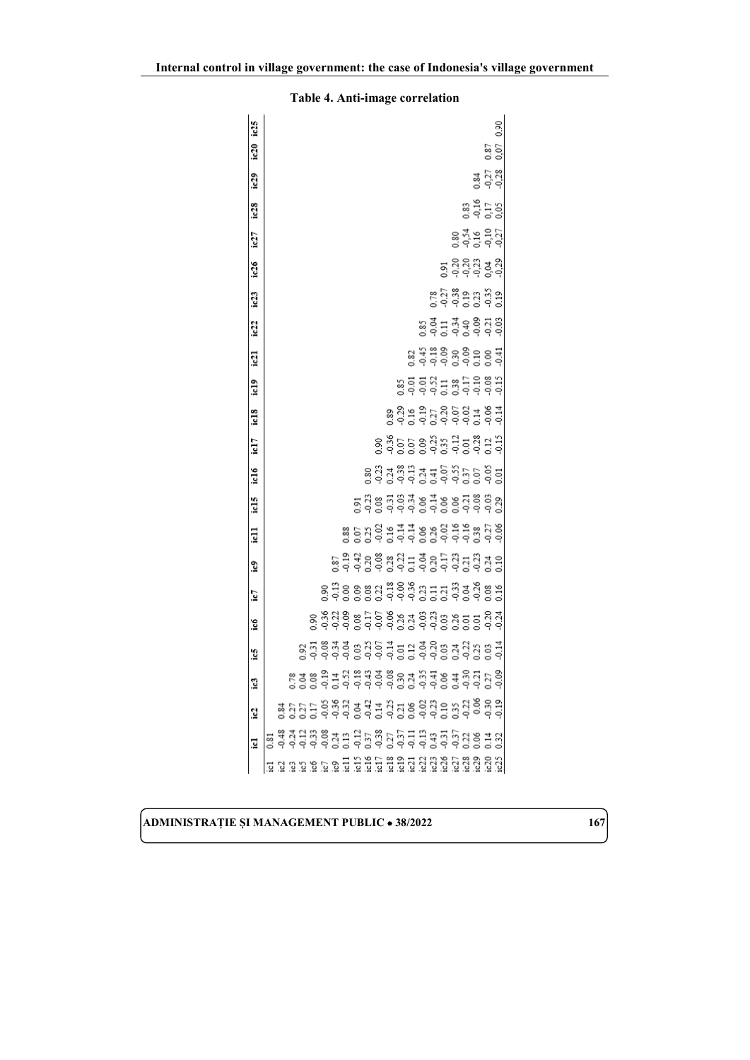**Table 4. Anti-image correlation**

| | ic1 | ic2 | ic3 | ic5 | ic6 | ic7 | ic9 | ic11 | ic15 | ic16 | ic17 | ic18 | ic19 | ic21 | ic22 | ic23 | ic26 | ic27 | ic28 | ic29 | ic20 | ic25 |
|---|---|---|---|---|---|---|---|---|---|---|---|---|---|---|---|---|---|---|---|---|---|---|
| ic1 | 0.81 | | | | | | | | | | | | | | | | | | | | | |
| ic2 | -0.48 | 0.84 | | | | | | | | | | | | | | | | | | | | |
| ic3 | -0.24 | 0.27 | 0.78 | | | | | | | | | | | | | | | | | | | |
| ic5 | -0.12 | 0.27 | 0.04 | 0.92 | | | | | | | | | | | | | | | | | | |
| ic6 | -0.33 | 0.17 | 0.08 | -0.31 | 0.90 | | | | | | | | | | | | | | | | | |
| ic7 | -0.08 | -0.05 | -0.19 | -0.08 | -0.36 | 0.90 | | | | | | | | | | | | | | | | |
| ic9 | 0.24 | -0.36 | 0.14 | -0.34 | -0.22 | -0.13 | 0.87 | | | | | | | | | | | | | | | |
| ic11 | 0.13 | -0.32 | -0.52 | -0.04 | -0.09 | 0.00 | -0.19 | 0.88 | | | | | | | | | | | | | | |
| ic15 | -0.12 | 0.04 | -0.18 | 0.03 | 0.08 | 0.09 | -0.42 | 0.07 | 0.91 | | | | | | | | | | | | | |
| ic16 | 0.37 | -0.42 | -0.43 | -0.25 | -0.17 | 0.08 | 0.20 | 0.25 | -0.23 | 0.80 | | | | | | | | | | | | |
| ic17 | -0.38 | 0.14 | -0.04 | -0.07 | -0.07 | 0.22 | -0.08 | -0.02 | 0.08 | -0.23 | 0.90 | | | | | | | | | | | |
| ic18 | 0.27 | -0.25 | -0.08 | -0.14 | -0.06 | -0.18 | 0.28 | 0.16 | -0.31 | 0.24 | -0.36 | 0.89 | | | | | | | | | | |
| ic19 | -0.37 | 0.21 | 0.30 | 0.01 | 0.26 | -0.00 | -0.22 | -0.14 | -0.03 | -0.38 | 0.07 | -0.29 | 0.85 | | | | | | | | | |
| ic21 | -0.11 | 0.06 | 0.24 | 0.12 | 0.24 | -0.36 | 0.11 | -0.14 | -0.34 | -0.13 | 0.07 | 0.16 | -0.01 | 0.82 | | | | | | | | |
| ic22 | -0.13 | -0.02 | -0.35 | -0.04 | -0.03 | 0.23 | -0.04 | 0.06 | 0.06 | 0.24 | 0.09 | -0.19 | -0.01 | -0.45 | 0.85 | | | | | | | |
| ic23 | 0.43 | -0.23 | -0.41 | -0.20 | -0.23 | 0.11 | 0.20 | 0.26 | -0.14 | 0.41 | -0.25 | 0.27 | -0.52 | -0.18 | -0.04 | 0.78 | | | | | | |
| ic26 | -0.31 | 0.10 | 0.06 | 0.03 | 0.03 | 0.21 | -0.17 | -0.02 | 0.06 | -0.07 | 0.35 | -0.20 | 0.11 | -0.09 | 0.11 | -0.27 | 0.91 | | | | | |
| ic27 | -0.37 | 0.35 | 0.44 | 0.24 | 0.26 | -0.33 | -0.23 | -0.16 | 0.06 | -0.55 | -0.12 | -0.07 | 0.38 | 0.30 | -0.34 | -0.38 | -0.20 | 0.80 | | | | |
| ic28 | 0.22 | -0.22 | -0.30 | -0.22 | 0.01 | 0.04 | 0.21 | -0.16 | -0.21 | 0.37 | 0.01 | -0.02 | -0.17 | -0.09 | 0.40 | 0.19 | -0.20 | -0.54 | 0.83 | | | |
| ic29 | 0.06 | 0.06 | -0.21 | 0.25 | 0.01 | -0.26 | -0.23 | 0.38 | -0.08 | 0.07 | -0.28 | 0.14 | -0.10 | 0.10 | -0.09 | 0.23 | -0.23 | 0.16 | -0.16 | 0.84 | | |
| ic20 | 0.14 | -0.30 | 0.27 | 0.03 | -0.20 | 0.08 | 0.24 | -0.27 | -0.03 | -0.05 | 0.12 | -0.06 | -0.08 | 0.00 | -0.21 | -0.35 | 0.04 | -0.10 | 0.17 | -0.27 | 0.87 | |
| ic25 | 0.32 | -0.19 | -0.09 | -0.14 | -0.24 | 0.16 | 0.10 | -0.06 | 0.29 | 0.01 | -0.15 | -0.14 | -0.15 | -0.41 | -0.03 | 0.19 | -0.29 | -0.27 | 0.05 | -0.28 | 0.07 | 0.90 |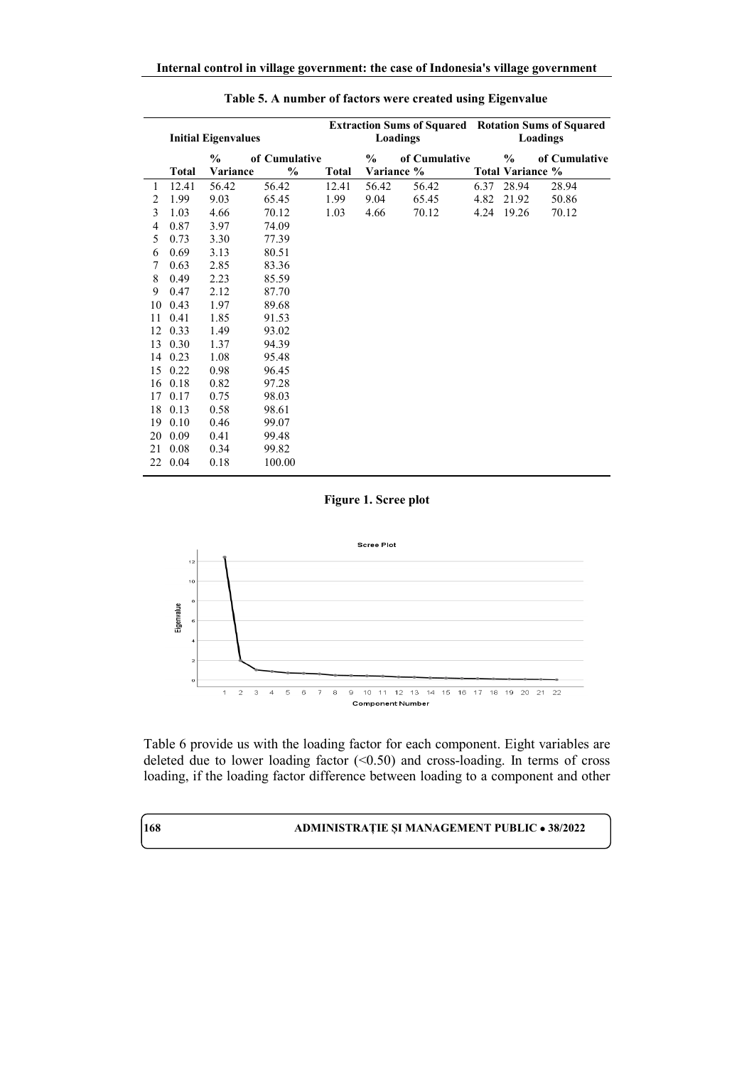**Table 5. A number of factors were created using Eigenvalue**

| | Initial Eigenvalues | | | Extraction Sums of Squared Loadings | | | Rotation Sums of Squared Loadings | | |
|---|---|---|---|---|---|---|---|---|---|
| | Total | % of Variance | Cumulative % | Total | % of Variance | Cumulative % | Total | % of Variance | Cumulative % |
| 1 | 12.41 | 56.42 | 56.42 | 12.41 | 56.42 | 56.42 | 6.37 | 28.94 | 28.94 |
| 2 | 1.99 | 9.03 | 65.45 | 1.99 | 9.04 | 65.45 | 4.82 | 21.92 | 50.86 |
| 3 | 1.03 | 4.66 | 70.12 | 1.03 | 4.66 | 70.12 | 4.24 | 19.26 | 70.12 |
| 4 | 0.87 | 3.97 | 74.09 | | | | | | |
| 5 | 0.73 | 3.30 | 77.39 | | | | | | |
| 6 | 0.69 | 3.13 | 80.51 | | | | | | |
| 7 | 0.63 | 2.85 | 83.36 | | | | | | |
| 8 | 0.49 | 2.23 | 85.59 | | | | | | |
| 9 | 0.47 | 2.12 | 87.70 | | | | | | |
| 10 | 0.43 | 1.97 | 89.68 | | | | | | |
| 11 | 0.41 | 1.85 | 91.53 | | | | | | |
| 12 | 0.33 | 1.49 | 93.02 | | | | | | |
| 13 | 0.30 | 1.37 | 94.39 | | | | | | |
| 14 | 0.23 | 1.08 | 95.48 | | | | | | |
| 15 | 0.22 | 0.98 | 96.45 | | | | | | |
| 16 | 0.18 | 0.82 | 97.28 | | | | | | |
| 17 | 0.17 | 0.75 | 98.03 | | | | | | |
| 18 | 0.13 | 0.58 | 98.61 | | | | | | |
| 19 | 0.10 | 0.46 | 99.07 | | | | | | |
| 20 | 0.09 | 0.41 | 99.48 | | | | | | |
| 21 | 0.08 | 0.34 | 99.82 | | | | | | |
| 22 | 0.04 | 0.18 | 100.00 | | | | | | |

**Figure 1. Scree plot**

Table 6 provide us with the loading factor for each component. Eight variables are deleted due to lower loading factor (<0.50) and cross-loading. In terms of cross loading, if the loading factor difference between loading to a component and other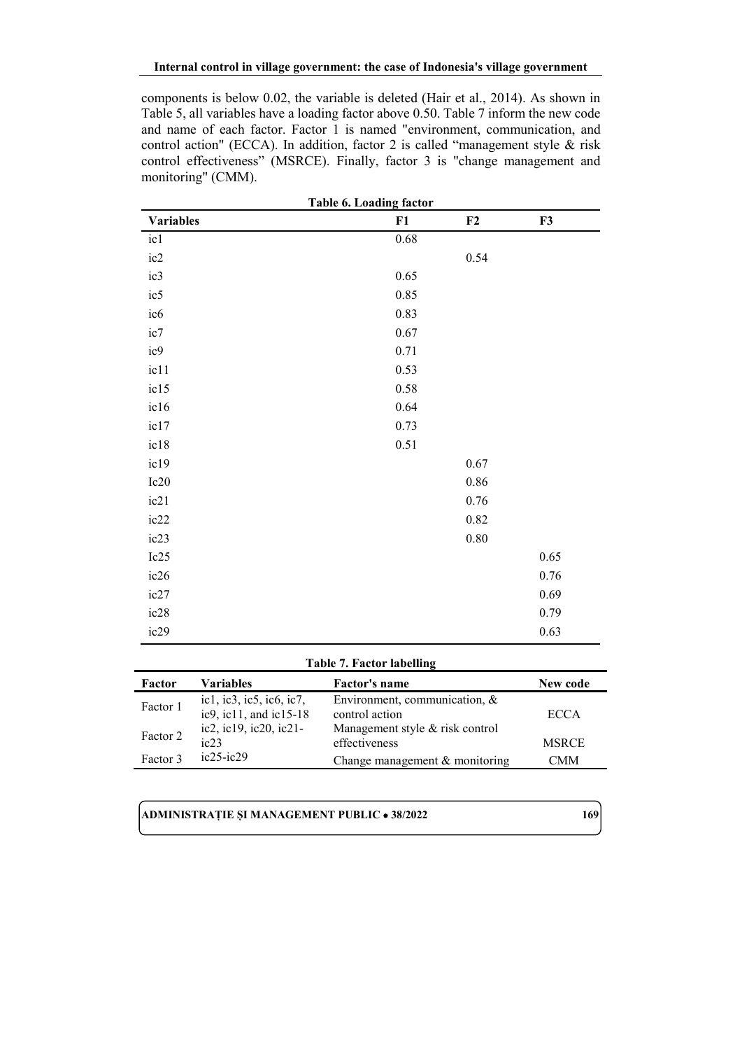components is below 0.02, the variable is deleted (Hair et al., 2014). As shown in Table 5, all variables have a loading factor above 0.50. Table 7 inform the new code and name of each factor. Factor 1 is named "environment, communication, and control action" (ECCA). In addition, factor 2 is called "management style & risk control effectiveness" (MSRCE). Finally, factor 3 is "change management and monitoring" (CMM).

**Table 6. Loading factor**

| Variables | F1 | F2 | F3 |
|---|---|---|---|
| ic1 | 0.68 | | |
| ic2 | | 0.54 | |
| ic3 | 0.65 | | |
| ic5 | 0.85 | | |
| ic6 | 0.83 | | |
| ic7 | 0.67 | | |
| ic9 | 0.71 | | |
| ic11 | 0.53 | | |
| ic15 | 0.58 | | |
| ic16 | 0.64 | | |
| ic17 | 0.73 | | |
| ic18 | 0.51 | | |
| ic19 | | 0.67 | |
| Ic20 | | 0.86 | |
| ic21 | | 0.76 | |
| ic22 | | 0.82 | |
| ic23 | | 0.80 | |
| Ic25 | | | 0.65 |
| ic26 | | | 0.76 |
| ic27 | | | 0.69 |
| ic28 | | | 0.79 |
| ic29 | | | 0.63 |

**Table 7. Factor labelling**

| Factor | Variables | Factor's name | New code |
|---|---|---|---|
| Factor 1 | ic1, ic3, ic5, ic6, ic7, ic9, ic11, and ic15-18 | Environment, communication, & control action | ECCA |
| Factor 2 | ic2, ic19, ic20, ic21-ic23 | Management style & risk control effectiveness | MSRCE |
| Factor 3 | ic25-ic29 | Change management & monitoring | CMM |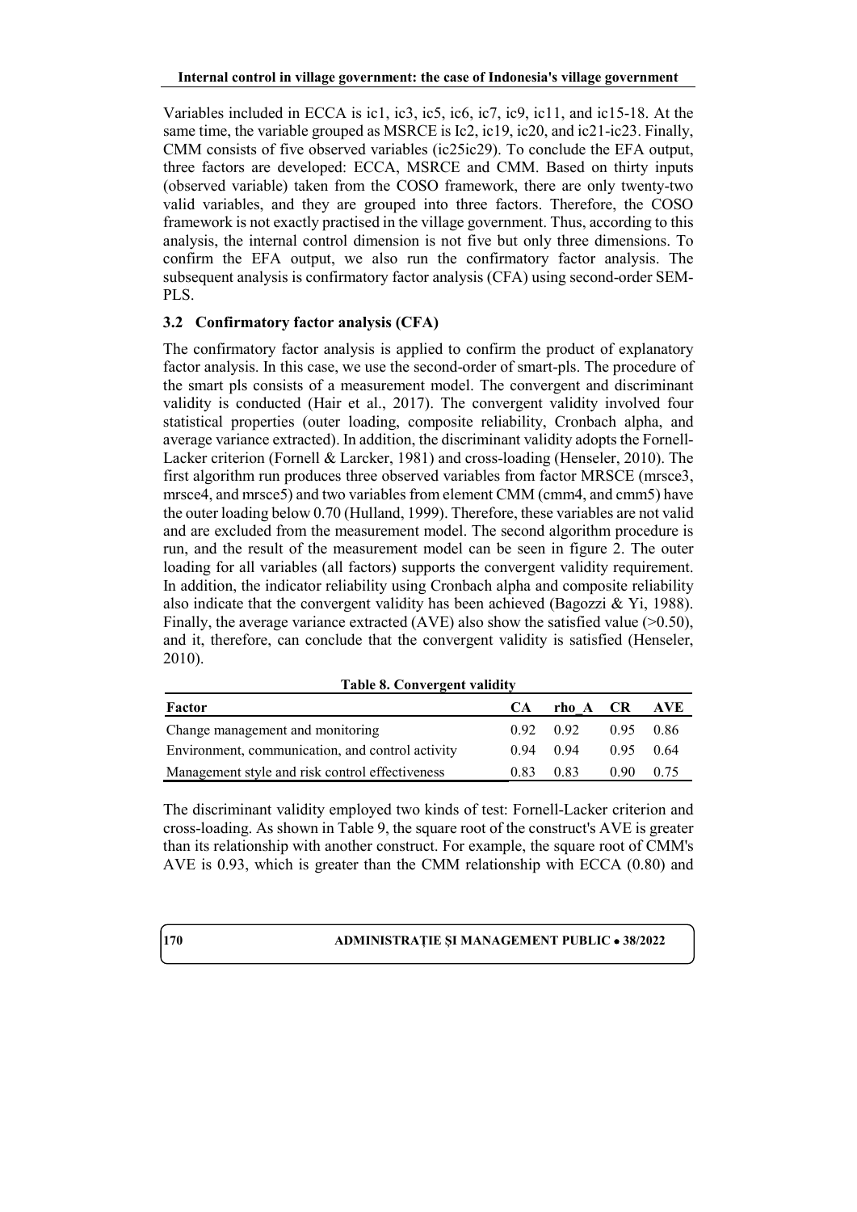Variables included in ECCA is ic1, ic3, ic5, ic6, ic7, ic9, ic11, and ic15-18. At the same time, the variable grouped as MSRCE is Ic2, ic19, ic20, and ic21-ic23. Finally, CMM consists of five observed variables (ic25ic29). To conclude the EFA output, three factors are developed: ECCA, MSRCE and CMM. Based on thirty inputs (observed variable) taken from the COSO framework, there are only twenty-two valid variables, and they are grouped into three factors. Therefore, the COSO framework is not exactly practised in the village government. Thus, according to this analysis, the internal control dimension is not five but only three dimensions. To confirm the EFA output, we also run the confirmatory factor analysis. The subsequent analysis is confirmatory factor analysis (CFA) using second-order SEM-PLS.

### 3.2 Confirmatory factor analysis (CFA)

The confirmatory factor analysis is applied to confirm the product of explanatory factor analysis. In this case, we use the second-order of smart-pls. The procedure of the smart pls consists of a measurement model. The convergent and discriminant validity is conducted (Hair et al., 2017). The convergent validity involved four statistical properties (outer loading, composite reliability, Cronbach alpha, and average variance extracted). In addition, the discriminant validity adopts the Fornell-Lacker criterion (Fornell & Larcker, 1981) and cross-loading (Henseler, 2010). The first algorithm run produces three observed variables from factor MRSCE (mrsce3, mrsce4, and mrsce5) and two variables from element CMM (cmm4, and cmm5) have the outer loading below 0.70 (Hulland, 1999). Therefore, these variables are not valid and are excluded from the measurement model. The second algorithm procedure is run, and the result of the measurement model can be seen in figure 2. The outer loading for all variables (all factors) supports the convergent validity requirement. In addition, the indicator reliability using Cronbach alpha and composite reliability also indicate that the convergent validity has been achieved (Bagozzi & Yi, 1988). Finally, the average variance extracted (AVE) also show the satisfied value (>0.50), and it, therefore, can conclude that the convergent validity is satisfied (Henseler, 2010).

**Table 8. Convergent validity**

| Factor | CA | rho_A | CR | AVE |
|---|---|---|---|---|
| Change management and monitoring | 0.92 | 0.92 | 0.95 | 0.86 |
| Environment, communication, and control activity | 0.94 | 0.94 | 0.95 | 0.64 |
| Management style and risk control effectiveness | 0.83 | 0.83 | 0.90 | 0.75 |

The discriminant validity employed two kinds of test: Fornell-Lacker criterion and cross-loading. As shown in Table 9, the square root of the construct's AVE is greater than its relationship with another construct. For example, the square root of CMM's AVE is 0.93, which is greater than the CMM relationship with ECCA (0.80) and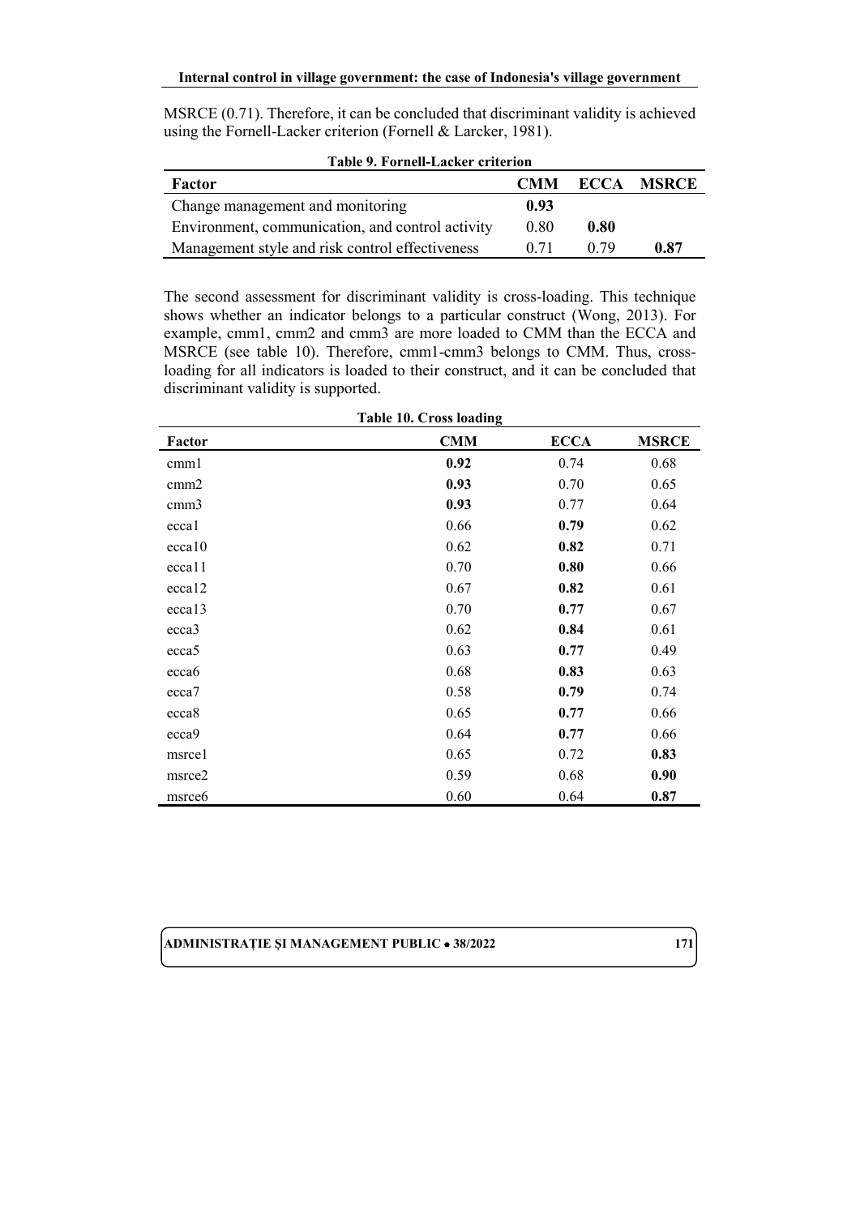MSRCE (0.71). Therefore, it can be concluded that discriminant validity is achieved using the Fornell-Lacker criterion (Fornell & Larcker, 1981).

**Table 9. Fornell-Lacker criterion**

| Factor | CMM | ECCA | MSRCE |
|---|---|---|---|
| Change management and monitoring | **0.93** | | |
| Environment, communication, and control activity | 0.80 | **0.80** | |
| Management style and risk control effectiveness | 0.71 | 0.79 | **0.87** |

The second assessment for discriminant validity is cross-loading. This technique shows whether an indicator belongs to a particular construct (Wong, 2013). For example, cmm1, cmm2 and cmm3 are more loaded to CMM than the ECCA and MSRCE (see table 10). Therefore, cmm1-cmm3 belongs to CMM. Thus, cross-loading for all indicators is loaded to their construct, and it can be concluded that discriminant validity is supported.

**Table 10. Cross loading**

| Factor | CMM | ECCA | MSRCE |
|---|---|---|---|
| cmm1 | **0.92** | 0.74 | 0.68 |
| cmm2 | **0.93** | 0.70 | 0.65 |
| cmm3 | **0.93** | 0.77 | 0.64 |
| ecca1 | 0.66 | **0.79** | 0.62 |
| ecca10 | 0.62 | **0.82** | 0.71 |
| ecca11 | 0.70 | **0.80** | 0.66 |
| ecca12 | 0.67 | **0.82** | 0.61 |
| ecca13 | 0.70 | **0.77** | 0.67 |
| ecca3 | 0.62 | **0.84** | 0.61 |
| ecca5 | 0.63 | **0.77** | 0.49 |
| ecca6 | 0.68 | **0.83** | 0.63 |
| ecca7 | 0.58 | **0.79** | 0.74 |
| ecca8 | 0.65 | **0.77** | 0.66 |
| ecca9 | 0.64 | **0.77** | 0.66 |
| msrce1 | 0.65 | 0.72 | **0.83** |
| msrce2 | 0.59 | 0.68 | **0.90** |
| msrce6 | 0.60 | 0.64 | **0.87** |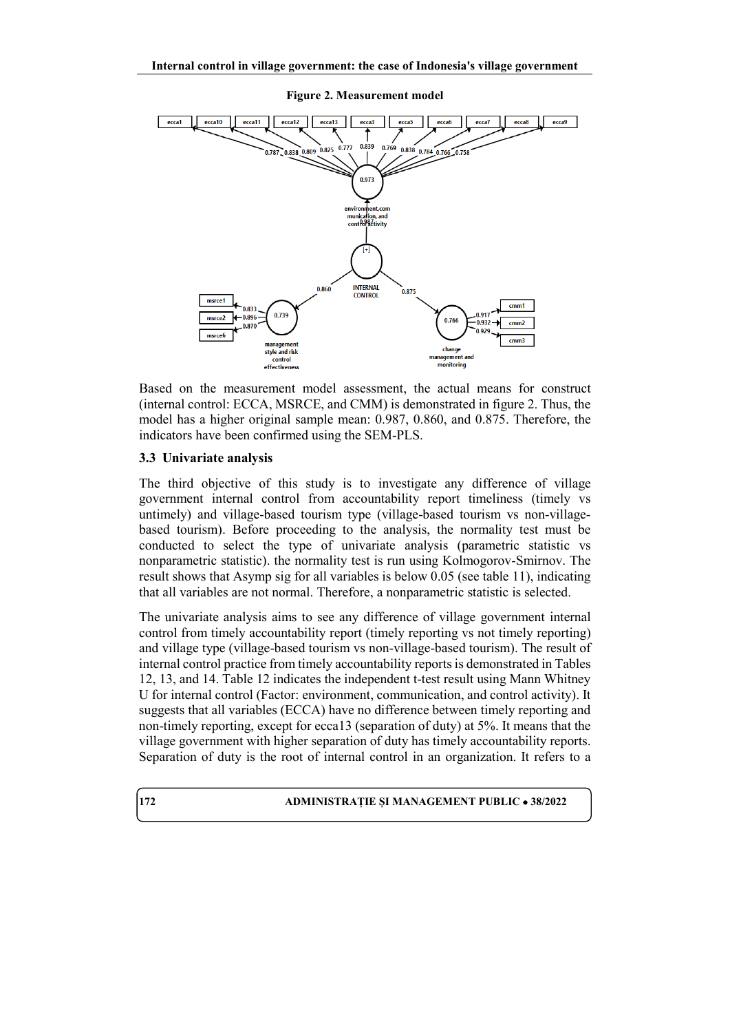**Figure 2. Measurement model**

Based on the measurement model assessment, the actual means for construct (internal control: ECCA, MSRCE, and CMM) is demonstrated in figure 2. Thus, the model has a higher original sample mean: 0.987, 0.860, and 0.875. Therefore, the indicators have been confirmed using the SEM-PLS.

### 3.3 Univariate analysis

The third objective of this study is to investigate any difference of village government internal control from accountability report timeliness (timely vs untimely) and village-based tourism type (village-based tourism vs non-village-based tourism). Before proceeding to the analysis, the normality test must be conducted to select the type of univariate analysis (parametric statistic vs nonparametric statistic). the normality test is run using Kolmogorov-Smirnov. The result shows that Asymp sig for all variables is below 0.05 (see table 11), indicating that all variables are not normal. Therefore, a nonparametric statistic is selected.

The univariate analysis aims to see any difference of village government internal control from timely accountability report (timely reporting vs not timely reporting) and village type (village-based tourism vs non-village-based tourism). The result of internal control practice from timely accountability reports is demonstrated in Tables 12, 13, and 14. Table 12 indicates the independent t-test result using Mann Whitney U for internal control (Factor: environment, communication, and control activity). It suggests that all variables (ECCA) have no difference between timely reporting and non-timely reporting, except for ecca13 (separation of duty) at 5%. It means that the village government with higher separation of duty has timely accountability reports. Separation of duty is the root of internal control in an organization. It refers to a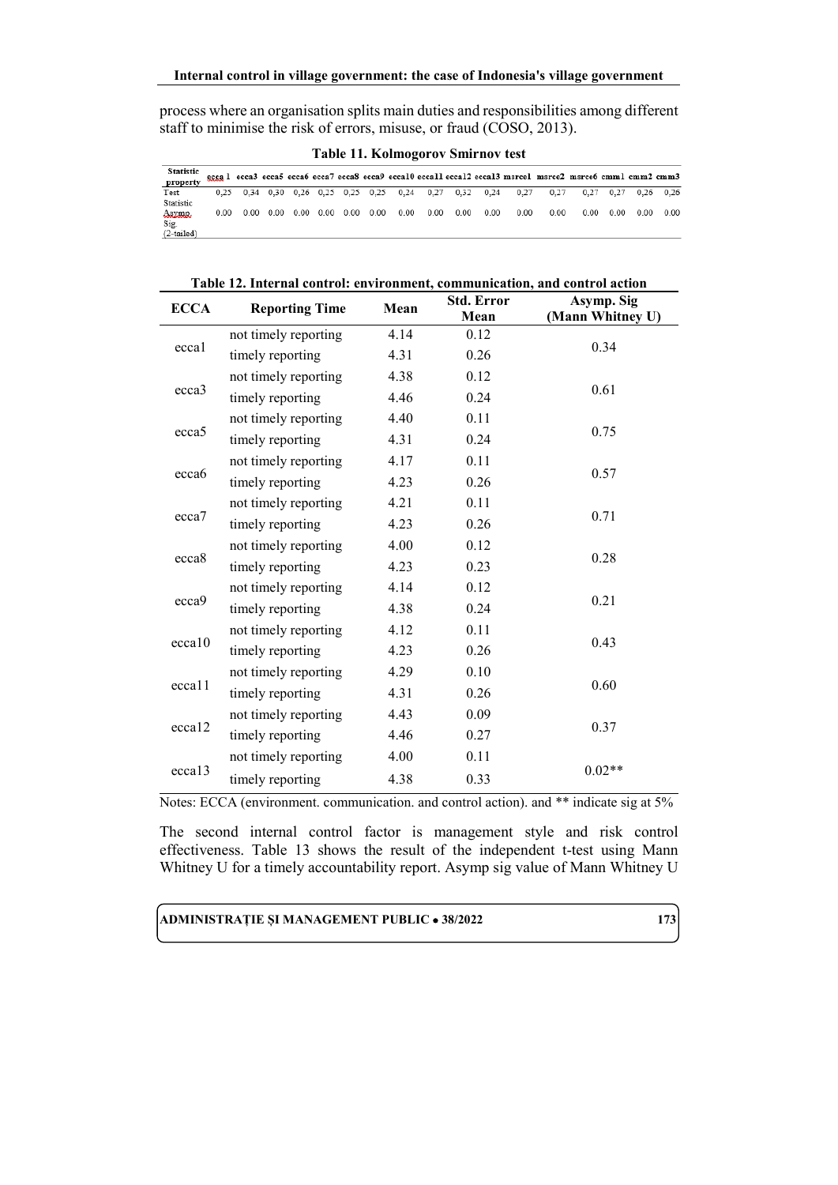process where an organisation splits main duties and responsibilities among different staff to minimise the risk of errors, misuse, or fraud (COSO, 2013).

**Table 11. Kolmogorov Smirnov test**

| Statistic property | ecca 1 | ecca3 | ecca5 | ecca6 | ecca7 | ecca8 | ecca9 | ecca10 | ecca11 | ecca12 | ecca13 | msrcc1 | msrcc2 | msrcc6 | cmm1 | cmm2 | cmm3 |
|---|---|---|---|---|---|---|---|---|---|---|---|---|---|---|---|---|---|
| Test Statistic | 0,25 | 0,34 | 0,30 | 0,26 | 0,25 | 0,25 | 0,25 | 0,24 | 0,27 | 0,32 | 0,24 | 0,27 | 0,27 | 0,27 | 0,27 | 0,26 | 0,26 |
| Asymp. Sig (2-tailed) | 0.00 | 0.00 | 0.00 | 0.00 | 0.00 | 0.00 | 0.00 | 0.00 | 0.00 | 0.00 | 0.00 | 0.00 | 0.00 | 0.00 | 0.00 | 0.00 | 0.00 |

**Table 12. Internal control: environment, communication, and control action**

| ECCA | Reporting Time | Mean | Std. Error Mean | Asymp. Sig (Mann Whitney U) |
|---|---|---|---|---|
| ecca1 | not timely reporting | 4.14 | 0.12 | 0.34 |
| | timely reporting | 4.31 | 0.26 | |
| ecca3 | not timely reporting | 4.38 | 0.12 | 0.61 |
| | timely reporting | 4.46 | 0.24 | |
| ecca5 | not timely reporting | 4.40 | 0.11 | 0.75 |
| | timely reporting | 4.31 | 0.24 | |
| ecca6 | not timely reporting | 4.17 | 0.11 | 0.57 |
| | timely reporting | 4.23 | 0.26 | |
| ecca7 | not timely reporting | 4.21 | 0.11 | 0.71 |
| | timely reporting | 4.23 | 0.26 | |
| ecca8 | not timely reporting | 4.00 | 0.12 | 0.28 |
| | timely reporting | 4.23 | 0.23 | |
| ecca9 | not timely reporting | 4.14 | 0.12 | 0.21 |
| | timely reporting | 4.38 | 0.24 | |
| ecca10 | not timely reporting | 4.12 | 0.11 | 0.43 |
| | timely reporting | 4.23 | 0.26 | |
| ecca11 | not timely reporting | 4.29 | 0.10 | 0.60 |
| | timely reporting | 4.31 | 0.26 | |
| ecca12 | not timely reporting | 4.43 | 0.09 | 0.37 |
| | timely reporting | 4.46 | 0.27 | |
| ecca13 | not timely reporting | 4.00 | 0.11 | 0.02** |
| | timely reporting | 4.38 | 0.33 | |

Notes: ECCA (environment. communication. and control action). and ** indicate sig at 5%

The second internal control factor is management style and risk control effectiveness. Table 13 shows the result of the independent t-test using Mann Whitney U for a timely accountability report. Asymp sig value of Mann Whitney U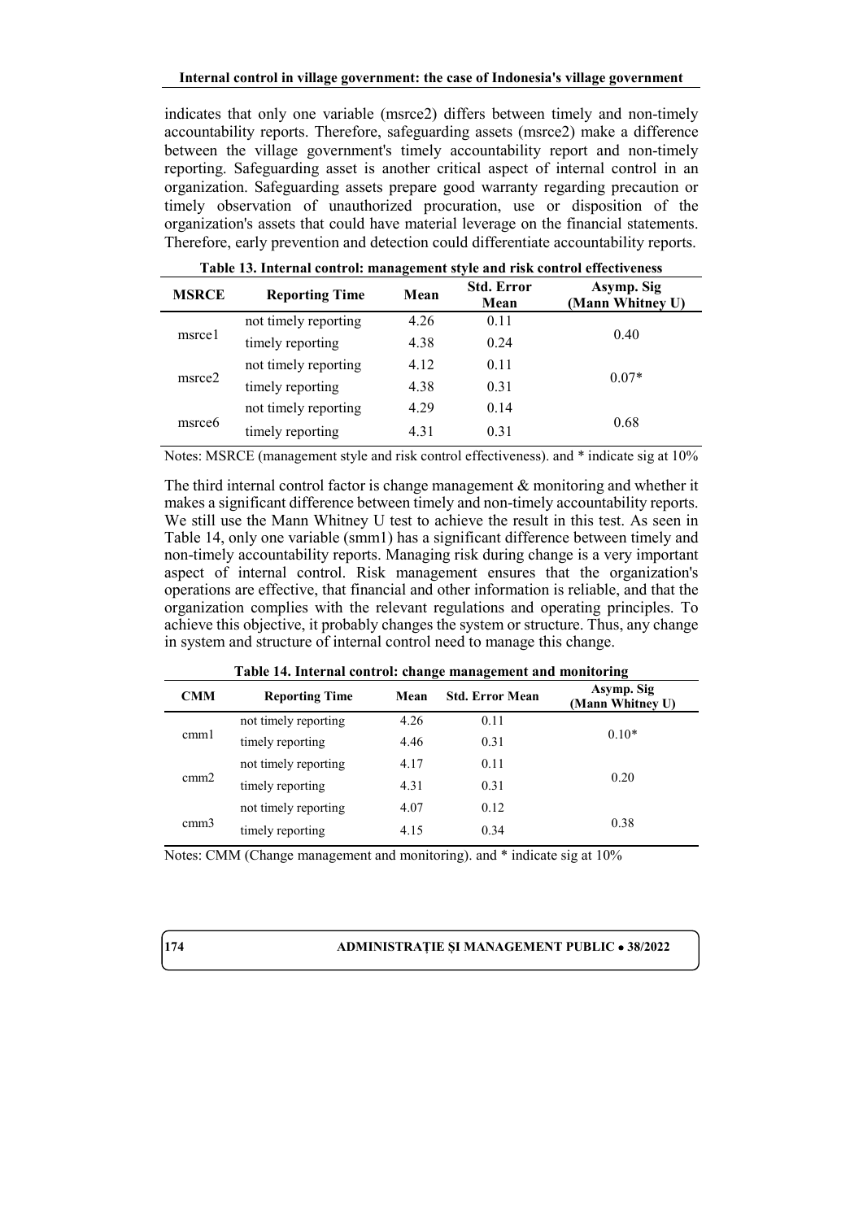indicates that only one variable (msrce2) differs between timely and non-timely accountability reports. Therefore, safeguarding assets (msrce2) make a difference between the village government's timely accountability report and non-timely reporting. Safeguarding asset is another critical aspect of internal control in an organization. Safeguarding assets prepare good warranty regarding precaution or timely observation of unauthorized procuration, use or disposition of the organization's assets that could have material leverage on the financial statements. Therefore, early prevention and detection could differentiate accountability reports.

**Table 13. Internal control: management style and risk control effectiveness**

| MSRCE | Reporting Time | Mean | Std. Error Mean | Asymp. Sig (Mann Whitney U) |
|---|---|---|---|---|
| msrce1 | not timely reporting | 4.26 | 0.11 | 0.40 |
| | timely reporting | 4.38 | 0.24 | |
| msrce2 | not timely reporting | 4.12 | 0.11 | 0.07* |
| | timely reporting | 4.38 | 0.31 | |
| msrce6 | not timely reporting | 4.29 | 0.14 | 0.68 |
| | timely reporting | 4.31 | 0.31 | |

Notes: MSRCE (management style and risk control effectiveness). and * indicate sig at 10%

The third internal control factor is change management & monitoring and whether it makes a significant difference between timely and non-timely accountability reports. We still use the Mann Whitney U test to achieve the result in this test. As seen in Table 14, only one variable (smm1) has a significant difference between timely and non-timely accountability reports. Managing risk during change is a very important aspect of internal control. Risk management ensures that the organization's operations are effective, that financial and other information is reliable, and that the organization complies with the relevant regulations and operating principles. To achieve this objective, it probably changes the system or structure. Thus, any change in system and structure of internal control need to manage this change.

**Table 14. Internal control: change management and monitoring**

| CMM | Reporting Time | Mean | Std. Error Mean | Asymp. Sig (Mann Whitney U) |
|---|---|---|---|---|
| cmm1 | not timely reporting | 4.26 | 0.11 | 0.10* |
| | timely reporting | 4.46 | 0.31 | |
| cmm2 | not timely reporting | 4.17 | 0.11 | 0.20 |
| | timely reporting | 4.31 | 0.31 | |
| cmm3 | not timely reporting | 4.07 | 0.12 | 0.38 |
| | timely reporting | 4.15 | 0.34 | |

Notes: CMM (Change management and monitoring). and * indicate sig at 10%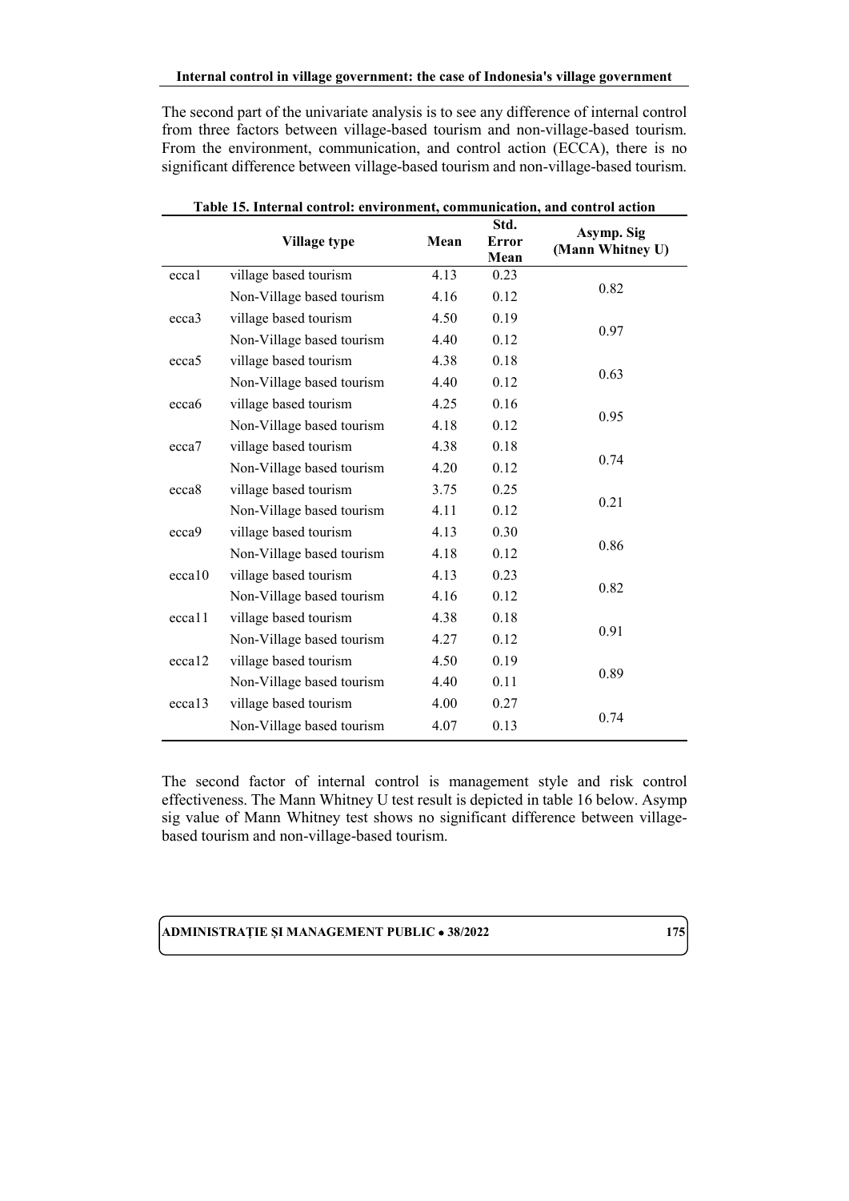The second part of the univariate analysis is to see any difference of internal control from three factors between village-based tourism and non-village-based tourism. From the environment, communication, and control action (ECCA), there is no significant difference between village-based tourism and non-village-based tourism.

**Table 15. Internal control: environment, communication, and control action**

| | Village type | Mean | Std. Error Mean | Asymp. Sig (Mann Whitney U) |
|---|---|---|---|---|
| ecca1 | village based tourism | 4.13 | 0.23 | 0.82 |
| | Non-Village based tourism | 4.16 | 0.12 | |
| ecca3 | village based tourism | 4.50 | 0.19 | 0.97 |
| | Non-Village based tourism | 4.40 | 0.12 | |
| ecca5 | village based tourism | 4.38 | 0.18 | 0.63 |
| | Non-Village based tourism | 4.40 | 0.12 | |
| ecca6 | village based tourism | 4.25 | 0.16 | 0.95 |
| | Non-Village based tourism | 4.18 | 0.12 | |
| ecca7 | village based tourism | 4.38 | 0.18 | 0.74 |
| | Non-Village based tourism | 4.20 | 0.12 | |
| ecca8 | village based tourism | 3.75 | 0.25 | 0.21 |
| | Non-Village based tourism | 4.11 | 0.12 | |
| ecca9 | village based tourism | 4.13 | 0.30 | 0.86 |
| | Non-Village based tourism | 4.18 | 0.12 | |
| ecca10 | village based tourism | 4.13 | 0.23 | 0.82 |
| | Non-Village based tourism | 4.16 | 0.12 | |
| ecca11 | village based tourism | 4.38 | 0.18 | 0.91 |
| | Non-Village based tourism | 4.27 | 0.12 | |
| ecca12 | village based tourism | 4.50 | 0.19 | 0.89 |
| | Non-Village based tourism | 4.40 | 0.11 | |
| ecca13 | village based tourism | 4.00 | 0.27 | 0.74 |
| | Non-Village based tourism | 4.07 | 0.13 | |

The second factor of internal control is management style and risk control effectiveness. The Mann Whitney U test result is depicted in table 16 below. Asymp sig value of Mann Whitney test shows no significant difference between village-based tourism and non-village-based tourism.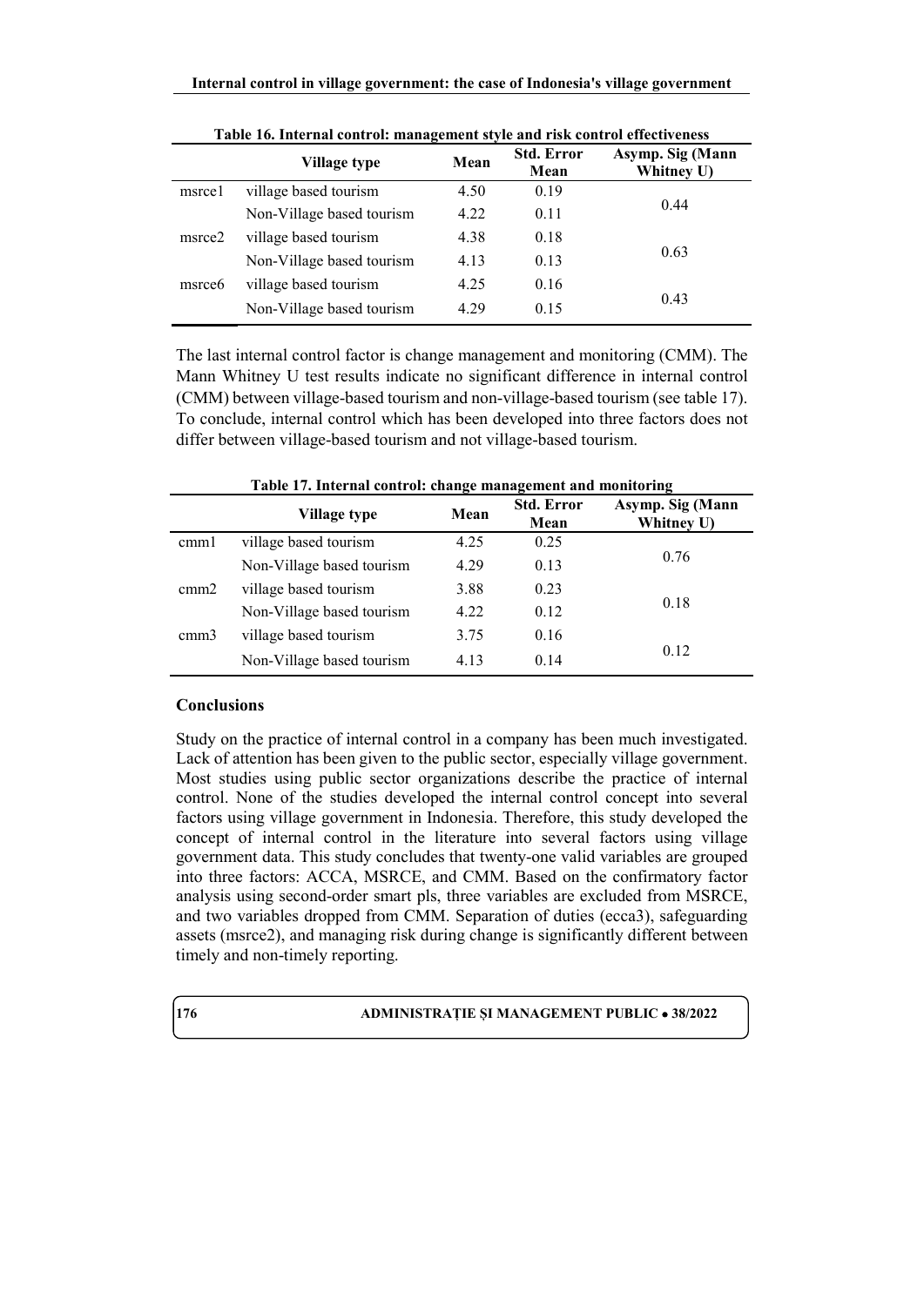**Table 16. Internal control: management style and risk control effectiveness**

| | Village type | Mean | Std. Error Mean | Asymp. Sig (Mann Whitney U) |
|---|---|---|---|---|
| msrce1 | village based tourism | 4.50 | 0.19 | 0.44 |
| | Non-Village based tourism | 4.22 | 0.11 | |
| msrce2 | village based tourism | 4.38 | 0.18 | 0.63 |
| | Non-Village based tourism | 4.13 | 0.13 | |
| msrce6 | village based tourism | 4.25 | 0.16 | 0.43 |
| | Non-Village based tourism | 4.29 | 0.15 | |

The last internal control factor is change management and monitoring (CMM). The Mann Whitney U test results indicate no significant difference in internal control (CMM) between village-based tourism and non-village-based tourism (see table 17). To conclude, internal control which has been developed into three factors does not differ between village-based tourism and not village-based tourism.

**Table 17. Internal control: change management and monitoring**

| | Village type | Mean | Std. Error Mean | Asymp. Sig (Mann Whitney U) |
|---|---|---|---|---|
| cmm1 | village based tourism | 4.25 | 0.25 | 0.76 |
| | Non-Village based tourism | 4.29 | 0.13 | |
| cmm2 | village based tourism | 3.88 | 0.23 | 0.18 |
| | Non-Village based tourism | 4.22 | 0.12 | |
| cmm3 | village based tourism | 3.75 | 0.16 | 0.12 |
| | Non-Village based tourism | 4.13 | 0.14 | |

## Conclusions

Study on the practice of internal control in a company has been much investigated. Lack of attention has been given to the public sector, especially village government. Most studies using public sector organizations describe the practice of internal control. None of the studies developed the internal control concept into several factors using village government in Indonesia. Therefore, this study developed the concept of internal control in the literature into several factors using village government data. This study concludes that twenty-one valid variables are grouped into three factors: ACCA, MSRCE, and CMM. Based on the confirmatory factor analysis using second-order smart pls, three variables are excluded from MSRCE, and two variables dropped from CMM. Separation of duties (ecca3), safeguarding assets (msrce2), and managing risk during change is significantly different between timely and non-timely reporting.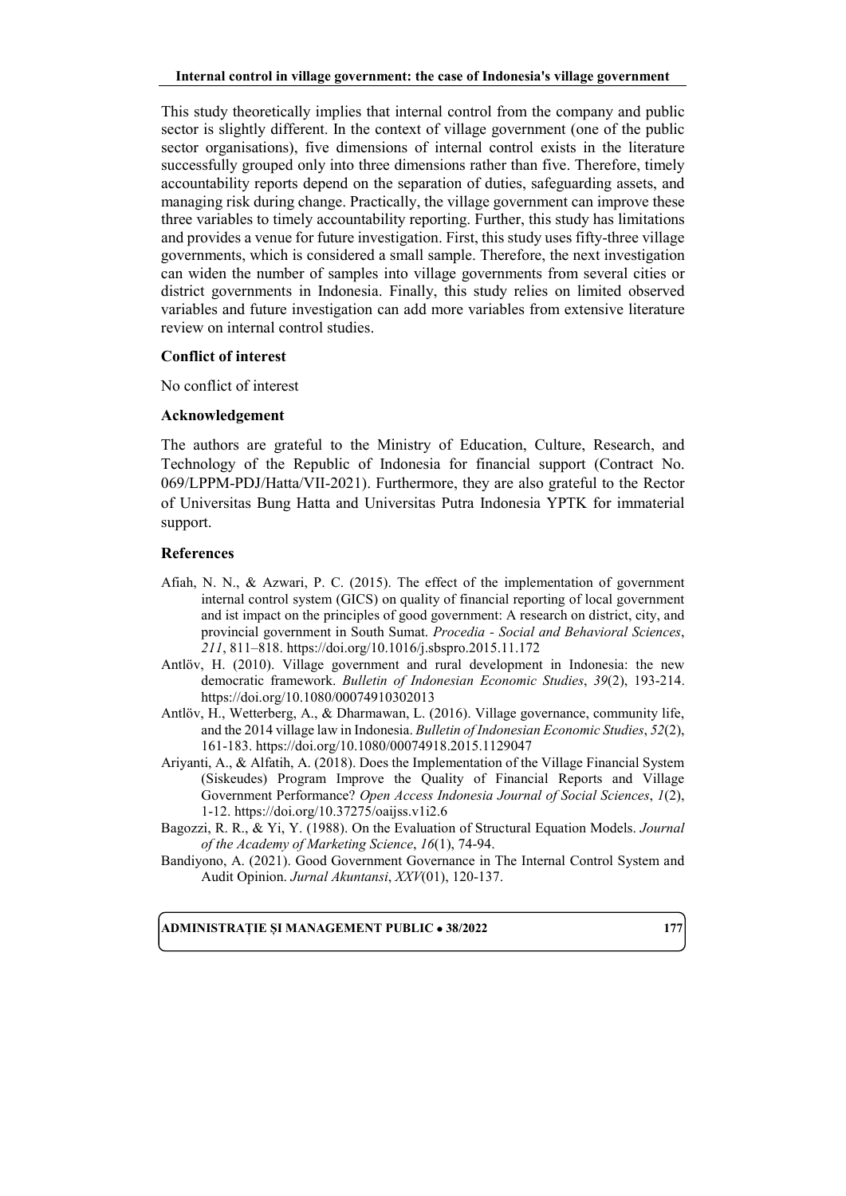This study theoretically implies that internal control from the company and public sector is slightly different. In the context of village government (one of the public sector organisations), five dimensions of internal control exists in the literature successfully grouped only into three dimensions rather than five. Therefore, timely accountability reports depend on the separation of duties, safeguarding assets, and managing risk during change. Practically, the village government can improve these three variables to timely accountability reporting. Further, this study has limitations and provides a venue for future investigation. First, this study uses fifty-three village governments, which is considered a small sample. Therefore, the next investigation can widen the number of samples into village governments from several cities or district governments in Indonesia. Finally, this study relies on limited observed variables and future investigation can add more variables from extensive literature review on internal control studies.

### Conflict of interest

No conflict of interest

### Acknowledgement

The authors are grateful to the Ministry of Education, Culture, Research, and Technology of the Republic of Indonesia for financial support (Contract No. 069/LPPM-PDJ/Hatta/VII-2021). Furthermore, they are also grateful to the Rector of Universitas Bung Hatta and Universitas Putra Indonesia YPTK for immaterial support.

### References

- Afiah, N. N., & Azwari, P. C. (2015). The effect of the implementation of government internal control system (GICS) on quality of financial reporting of local government and ist impact on the principles of good government: A research on district, city, and provincial government in South Sumat. *Procedia - Social and Behavioral Sciences*, *211*, 811–818. https://doi.org/10.1016/j.sbspro.2015.11.172
- Antlöv, H. (2010). Village government and rural development in Indonesia: the new democratic framework. *Bulletin of Indonesian Economic Studies*, *39*(2), 193-214. https://doi.org/10.1080/00074910302013
- Antlöv, H., Wetterberg, A., & Dharmawan, L. (2016). Village governance, community life, and the 2014 village law in Indonesia. *Bulletin of Indonesian Economic Studies*, *52*(2), 161-183. https://doi.org/10.1080/00074918.2015.1129047
- Ariyanti, A., & Alfatih, A. (2018). Does the Implementation of the Village Financial System (Siskeudes) Program Improve the Quality of Financial Reports and Village Government Performance? *Open Access Indonesia Journal of Social Sciences*, *1*(2), 1-12. https://doi.org/10.37275/oaijss.v1i2.6
- Bagozzi, R. R., & Yi, Y. (1988). On the Evaluation of Structural Equation Models. *Journal of the Academy of Marketing Science*, *16*(1), 74-94.
- Bandiyono, A. (2021). Good Government Governance in The Internal Control System and Audit Opinion. *Jurnal Akuntansi*, *XXV*(01), 120-137.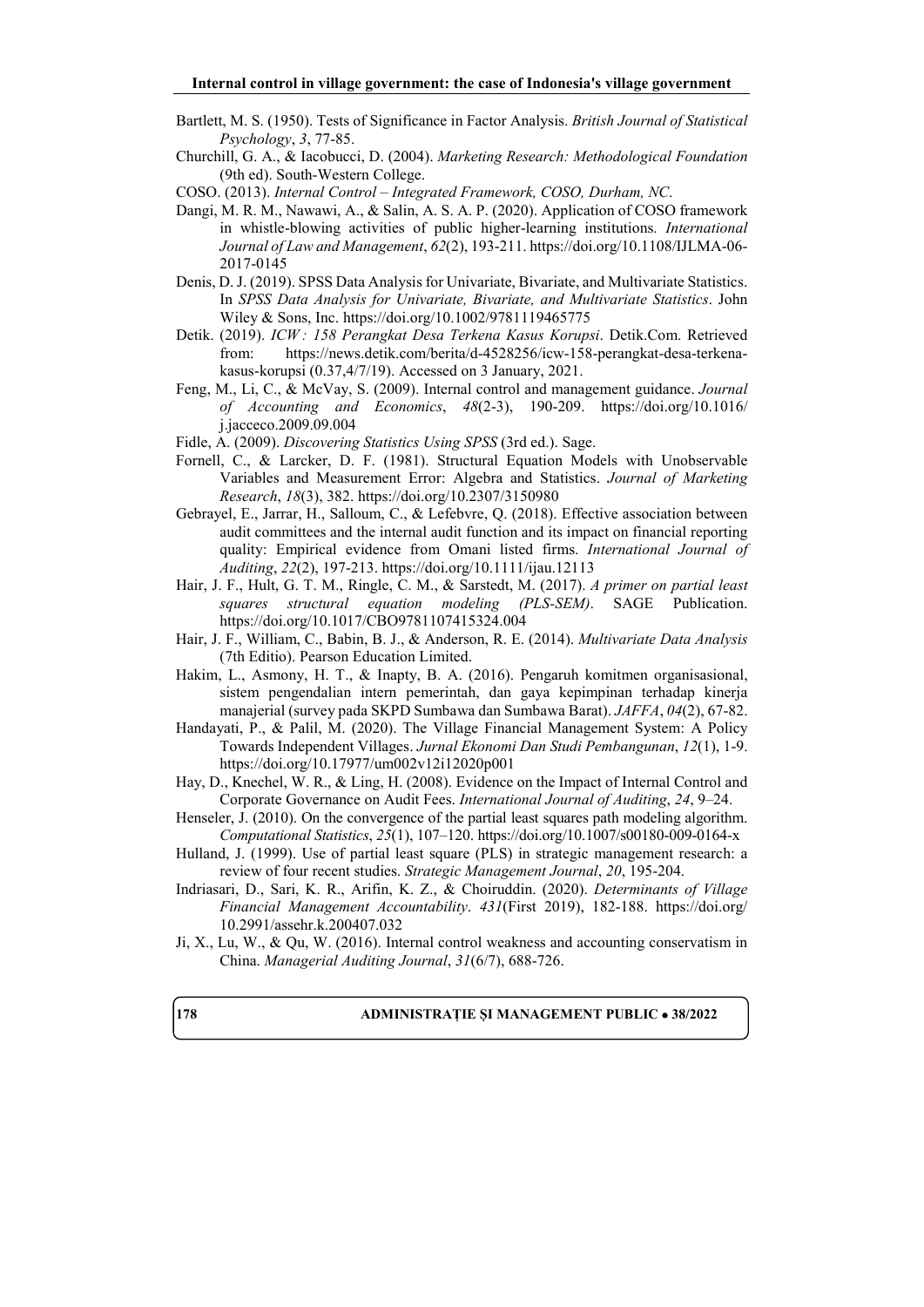Bartlett, M. S. (1950). Tests of Significance in Factor Analysis. *British Journal of Statistical Psychology*, *3*, 77-85.

Churchill, G. A., & Iacobucci, D. (2004). *Marketing Research: Methodological Foundation* (9th ed). South-Western College.

COSO. (2013). *Internal Control – Integrated Framework, COSO, Durham, NC.*

Dangi, M. R. M., Nawawi, A., & Salin, A. S. A. P. (2020). Application of COSO framework in whistle-blowing activities of public higher-learning institutions. *International Journal of Law and Management*, *62*(2), 193-211. https://doi.org/10.1108/IJLMA-06-2017-0145

Denis, D. J. (2019). SPSS Data Analysis for Univariate, Bivariate, and Multivariate Statistics. In *SPSS Data Analysis for Univariate, Bivariate, and Multivariate Statistics*. John Wiley & Sons, Inc. https://doi.org/10.1002/9781119465775

Detik. (2019). *ICW : 158 Perangkat Desa Terkena Kasus Korupsi*. Detik.Com. Retrieved from: https://news.detik.com/berita/d-4528256/icw-158-perangkat-desa-terkena-kasus-korupsi (0.37,4/7/19). Accessed on 3 January, 2021.

Feng, M., Li, C., & McVay, S. (2009). Internal control and management guidance. *Journal of Accounting and Economics*, *48*(2-3), 190-209. https://doi.org/10.1016/j.jacceco.2009.09.004

Fidle, A. (2009). *Discovering Statistics Using SPSS* (3rd ed.). Sage.

Fornell, C., & Larcker, D. F. (1981). Structural Equation Models with Unobservable Variables and Measurement Error: Algebra and Statistics. *Journal of Marketing Research*, *18*(3), 382. https://doi.org/10.2307/3150980

Gebrayel, E., Jarrar, H., Salloum, C., & Lefebvre, Q. (2018). Effective association between audit committees and the internal audit function and its impact on financial reporting quality: Empirical evidence from Omani listed firms. *International Journal of Auditing*, *22*(2), 197-213. https://doi.org/10.1111/ijau.12113

Hair, J. F., Hult, G. T. M., Ringle, C. M., & Sarstedt, M. (2017). *A primer on partial least squares structural equation modeling (PLS-SEM)*. SAGE Publication. https://doi.org/10.1017/CBO9781107415324.004

Hair, J. F., William, C., Babin, B. J., & Anderson, R. E. (2014). *Multivariate Data Analysis* (7th Editio). Pearson Education Limited.

Hakim, L., Asmony, H. T., & Inapty, B. A. (2016). Pengaruh komitmen organisasional, sistem pengendalian intern pemerintah, dan gaya kepimpinan terhadap kinerja manajerial (survey pada SKPD Sumbawa dan Sumbawa Barat). *JAFFA*, *04*(2), 67-82.

Handayati, P., & Palil, M. (2020). The Village Financial Management System: A Policy Towards Independent Villages. *Jurnal Ekonomi Dan Studi Pembangunan*, *12*(1), 1-9. https://doi.org/10.17977/um002v12i12020p001

Hay, D., Knechel, W. R., & Ling, H. (2008). Evidence on the Impact of Internal Control and Corporate Governance on Audit Fees. *International Journal of Auditing*, *24*, 9–24.

Henseler, J. (2010). On the convergence of the partial least squares path modeling algorithm. *Computational Statistics*, *25*(1), 107–120. https://doi.org/10.1007/s00180-009-0164-x

Hulland, J. (1999). Use of partial least square (PLS) in strategic management research: a review of four recent studies. *Strategic Management Journal*, *20*, 195-204.

Indriasari, D., Sari, K. R., Arifin, K. Z., & Choiruddin. (2020). *Determinants of Village Financial Management Accountability*. *431*(First 2019), 182-188. https://doi.org/10.2991/assehr.k.200407.032

Ji, X., Lu, W., & Qu, W. (2016). Internal control weakness and accounting conservatism in China. *Managerial Auditing Journal*, *31*(6/7), 688-726.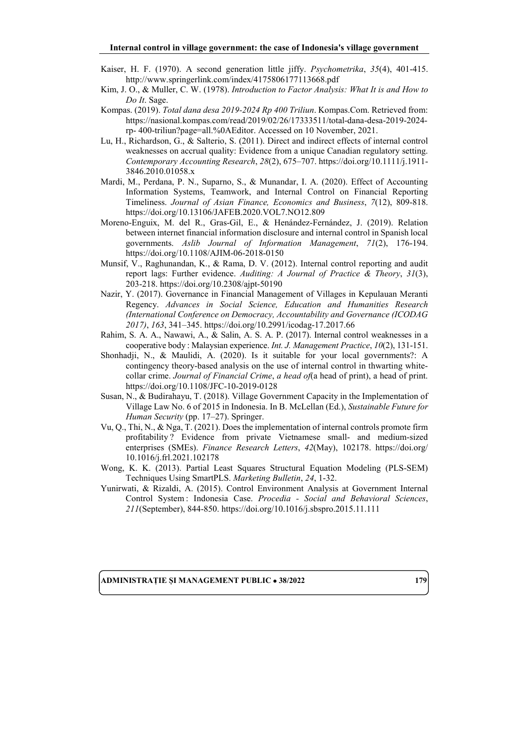Kaiser, H. F. (1970). A second generation little jiffy. *Psychometrika*, *35*(4), 401-415. http://www.springerlink.com/index/4175806177113668.pdf

Kim, J. O., & Muller, C. W. (1978). *Introduction to Factor Analysis: What It is and How to Do It*. Sage.

Kompas. (2019). *Total dana desa 2019-2024 Rp 400 Triliun*. Kompas.Com. Retrieved from: https://nasional.kompas.com/read/2019/02/26/17333511/total-dana-desa-2019-2024-rp- 400-triliun?page=all.%0AEditor. Accessed on 10 November, 2021.

Lu, H., Richardson, G., & Salterio, S. (2011). Direct and indirect effects of internal control weaknesses on accrual quality: Evidence from a unique Canadian regulatory setting. *Contemporary Accounting Research*, *28*(2), 675–707. https://doi.org/10.1111/j.1911-3846.2010.01058.x

Mardi, M., Perdana, P. N., Suparno, S., & Munandar, I. A. (2020). Effect of Accounting Information Systems, Teamwork, and Internal Control on Financial Reporting Timeliness. *Journal of Asian Finance, Economics and Business*, *7*(12), 809-818. https://doi.org/10.13106/JAFEB.2020.VOL7.NO12.809

Moreno-Enguix, M. del R., Gras-Gil, E., & Henández-Fernández, J. (2019). Relation between internet financial information disclosure and internal control in Spanish local governments. *Aslib Journal of Information Management*, *71*(2), 176-194. https://doi.org/10.1108/AJIM-06-2018-0150

Munsif, V., Raghunandan, K., & Rama, D. V. (2012). Internal control reporting and audit report lags: Further evidence. *Auditing: A Journal of Practice & Theory*, *31*(3), 203-218. https://doi.org/10.2308/ajpt-50190

Nazir, Y. (2017). Governance in Financial Management of Villages in Kepulauan Meranti Regency. *Advances in Social Science, Education and Humanities Research (International Conference on Democracy, Accountability and Governance (ICODAG 2017)*, *163*, 341–345. https://doi.org/10.2991/icodag-17.2017.66

Rahim, S. A. A., Nawawi, A., & Salin, A. S. A. P. (2017). Internal control weaknesses in a cooperative body : Malaysian experience. *Int. J. Management Practice*, *10*(2), 131-151.

Shonhadji, N., & Maulidi, A. (2020). Is it suitable for your local governments?: A contingency theory-based analysis on the use of internal control in thwarting white-collar crime. *Journal of Financial Crime*, *a head of*(a head of print), a head of print. https://doi.org/10.1108/JFC-10-2019-0128

Susan, N., & Budirahayu, T. (2018). Village Government Capacity in the Implementation of Village Law No. 6 of 2015 in Indonesia. In B. McLellan (Ed.), *Sustainable Future for Human Security* (pp. 17–27). Springer.

Vu, Q., Thi, N., & Nga, T. (2021). Does the implementation of internal controls promote firm profitability ? Evidence from private Vietnamese small- and medium-sized enterprises (SMEs). *Finance Research Letters*, *42*(May), 102178. https://doi.org/10.1016/j.frl.2021.102178

Wong, K. K. (2013). Partial Least Squares Structural Equation Modeling (PLS-SEM) Techniques Using SmartPLS. *Marketing Bulletin*, *24*, 1-32.

Yunirwati, & Rizaldi, A. (2015). Control Environment Analysis at Government Internal Control System : Indonesia Case. *Procedia - Social and Behavioral Sciences*, *211*(September), 844-850. https://doi.org/10.1016/j.sbspro.2015.11.111